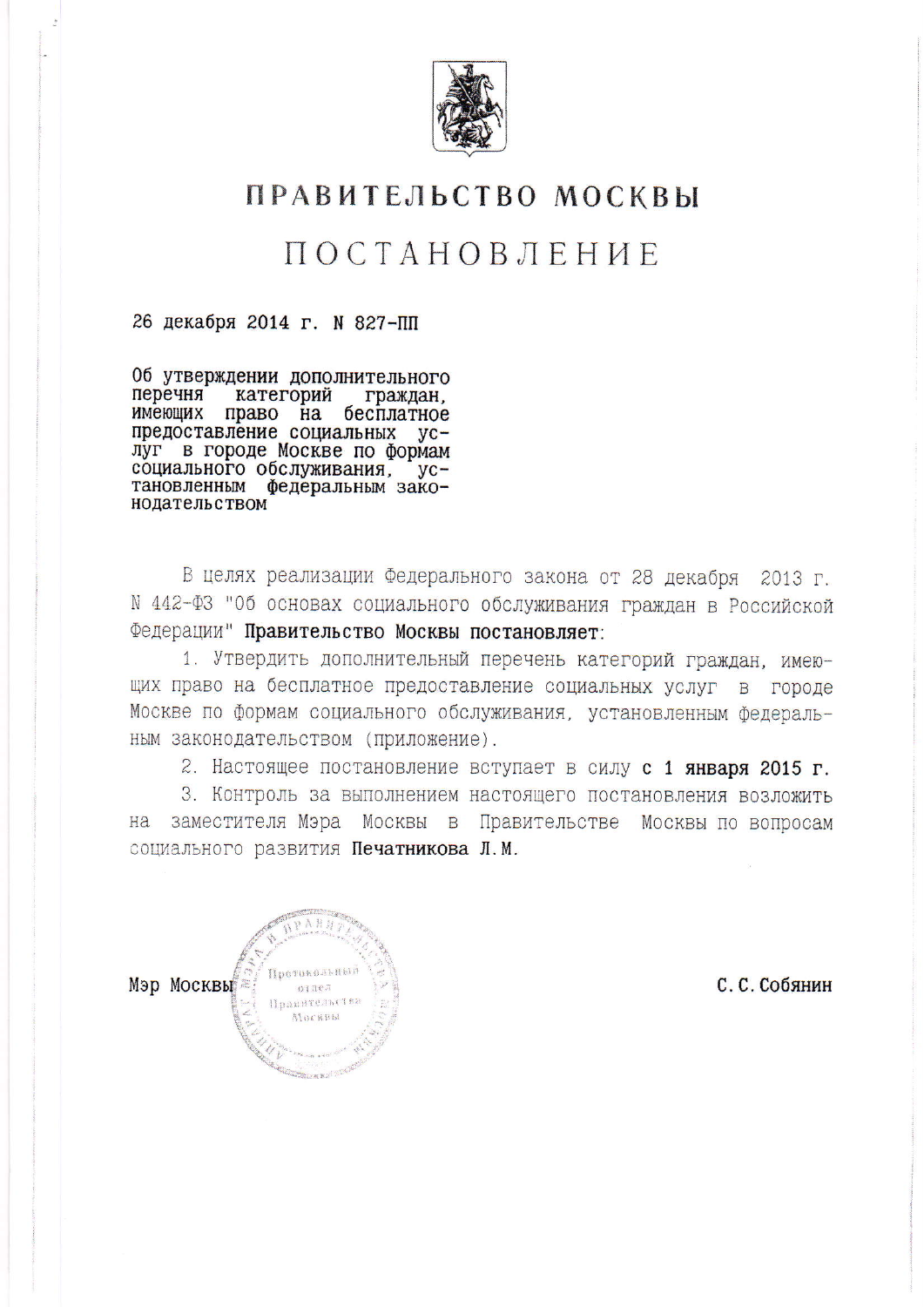# ПРАВИТЕЛЬСТВО МОСКВЫ

# ПОСТАНОВЛЕНИЕ

26 декабря 2014 г. N 827-ПП

**Об утверждении дополнительного перечня категорий граждан, имеющих право на бесплатное предоставление социальных услуг в городе Москве по формам социального обслуживания, установленным федеральным законодательством**

В целях реализации Федерального закона от 28 декабря 2013 г. N 442-ФЗ "Об основах социального обслуживания граждан в Российской Федерации" **Правительство Москвы постановляет**:

1. Утвердить дополнительный перечень категорий граждан, имеющих право на бесплатное предоставление социальных услуг в городе Москве по формам социального обслуживания, установленным федеральным законодательством (приложение).
2. Настоящее постановление вступает в силу **с 1 января 2015 г.**
3. Контроль за выполнением настоящего постановления возложить на заместителя Мэра Москвы в Правительстве Москвы по вопросам социального развития **Печатникова Л.М.**

Мэр Москвы С.С.Собянин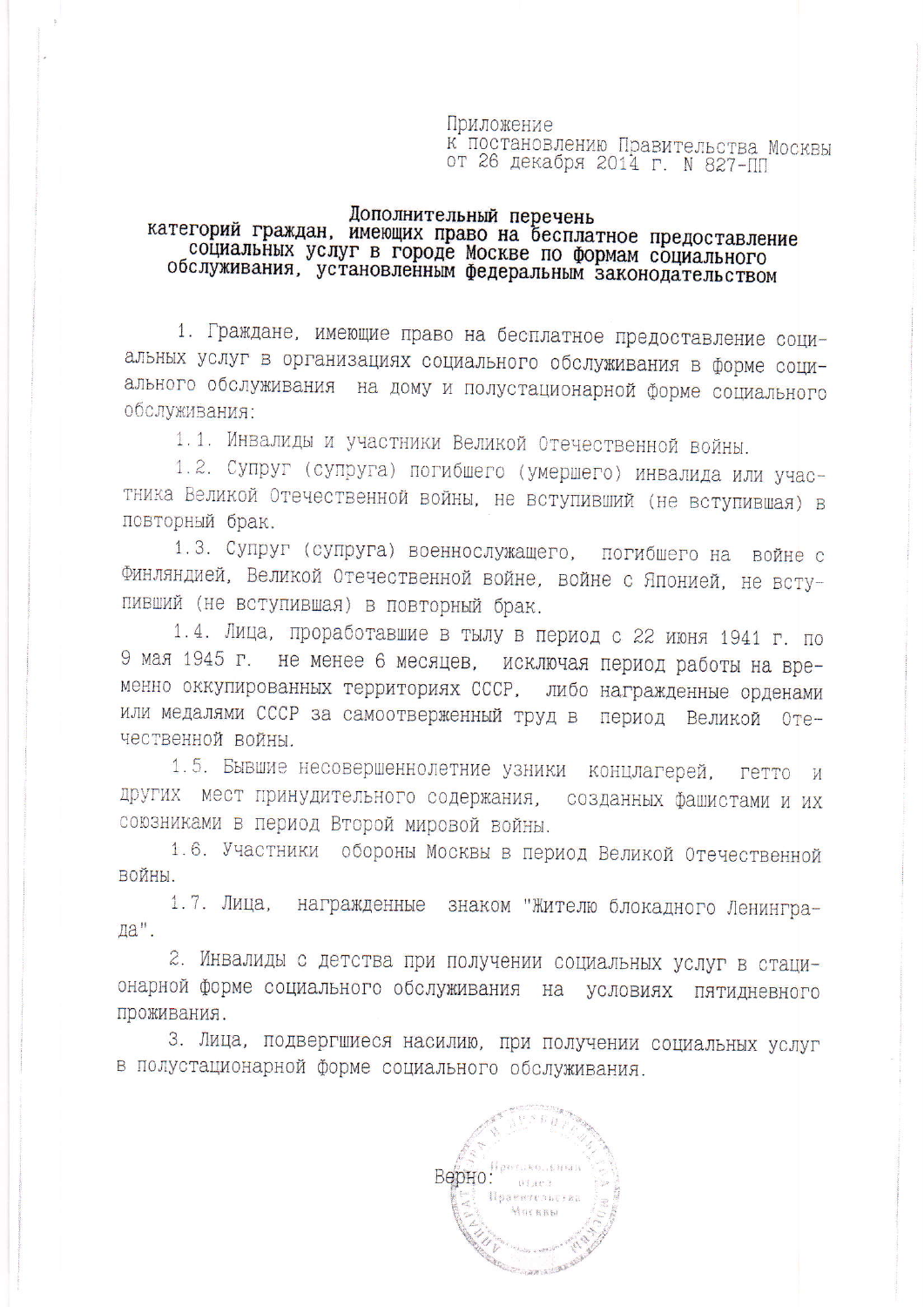Приложение
к постановлению Правительства Москвы
от 26 декабря 2014 г. N 827-ПП

**Дополнительный перечень категорий граждан, имеющих право на бесплатное предоставление социальных услуг в городе Москве по формам социального обслуживания, установленным федеральным законодательством**

1. Граждане, имеющие право на бесплатное предоставление социальных услуг в организациях социального обслуживания в форме социального обслуживания на дому и полустационарной форме социального обслуживания:

1.1. Инвалиды и участники Великой Отечественной войны.

1.2. Супруг (супруга) погибшего (умершего) инвалида или участника Великой Отечественной войны, не вступивший (не вступившая) в повторный брак.

1.3. Супруг (супруга) военнослужащего, погибшего на войне с Финляндией, Великой Отечественной войне, войне с Японией, не вступивший (не вступившая) в повторный брак.

1.4. Лица, проработавшие в тылу в период с 22 июня 1941 г. по 9 мая 1945 г. не менее 6 месяцев, исключая период работы на временно оккупированных территориях СССР, либо награжденные орденами или медалями СССР за самоотверженный труд в период Великой Отечественной войны.

1.5. Бывшие несовершеннолетние узники концлагерей, гетто и других мест принудительного содержания, созданных фашистами и их союзниками в период Второй мировой войны.

1.6. Участники обороны Москвы в период Великой Отечественной войны.

1.7. Лица, награжденные знаком "Жителю блокадного Ленинграда".

2. Инвалиды с детства при получении социальных услуг в стационарной форме социального обслуживания на условиях пятидневного проживания.

3. Лица, подвергшиеся насилию, при получении социальных услуг в полустационарной форме социального обслуживания.

Верно: